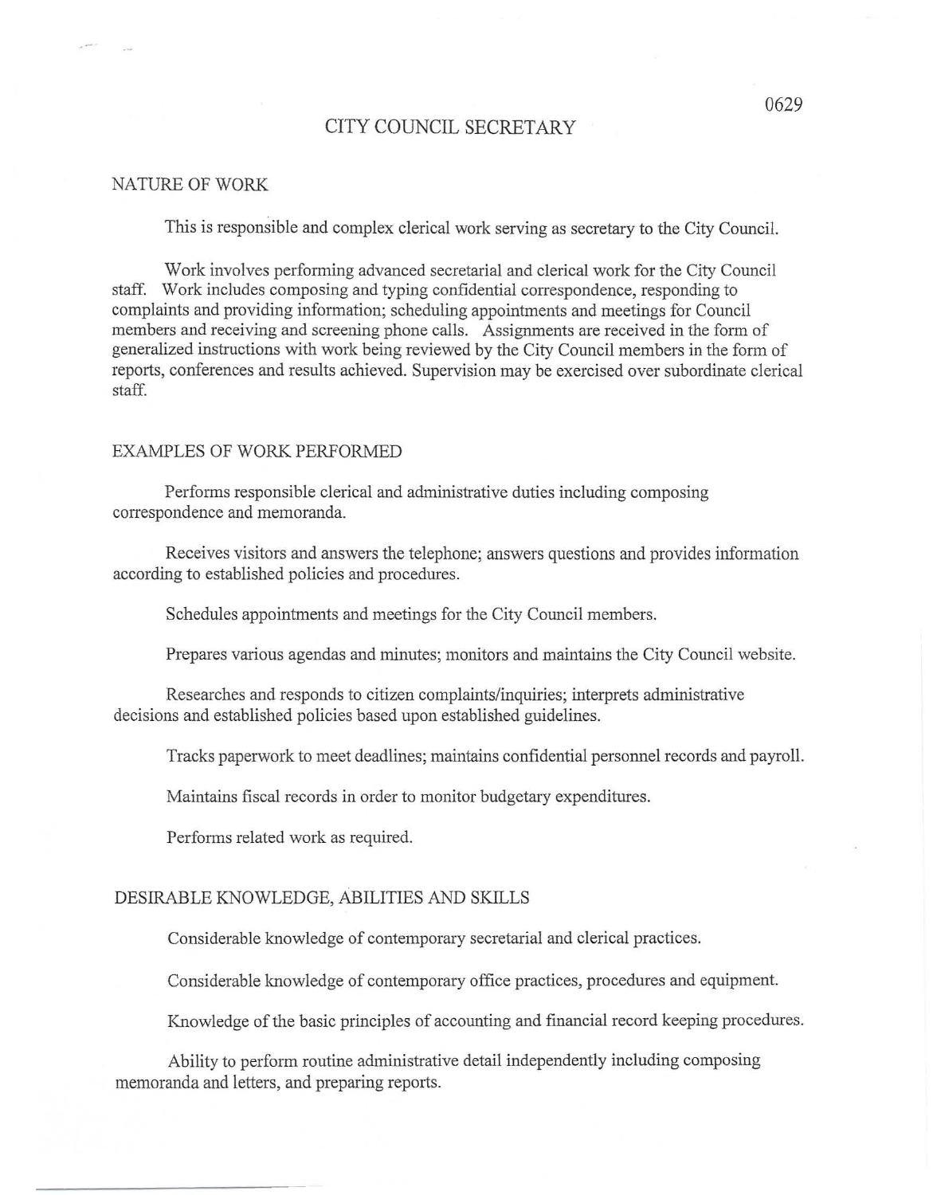# CITY COUNCIL SECRETARY

0629

## NATURE OF WORK

This is responsible and complex clerical work serving as secretary to the City Council.

Work involves performing advanced secretarial and clerical work for the City Council staff. Work includes composing and typing confidential correspondence, responding to complaints and providing information; scheduling appointments and meetings for Council members and receiving and screening phone calls. Assignments are received in the form of generalized instructions with work being reviewed by the City Council members in the form of reports, conferences and results achieved. Supervision may be exercised over subordinate clerical staff.

## EXAMPLES OF WORK PERFORMED

Performs responsible clerical and administrative duties including composing correspondence and memoranda.

Receives visitors and answers the telephone; answers questions and provides information according to established policies and procedures.

Schedules appointments and meetings for the City Council members.

Prepares various agendas and minutes; monitors and maintains the City Council website.

Researches and responds to citizen complaints/inquiries; interprets administrative decisions and established policies based upon established guidelines.

Tracks paperwork to meet deadlines; maintains confidential personnel records and payroll.

Maintains fiscal records in order to monitor budgetary expenditures.

Performs related work as required.

## DESIRABLE KNOWLEDGE, ABILITIES AND SKILLS

Considerable knowledge of contemporary secretarial and clerical practices.

Considerable knowledge of contemporary office practices, procedures and equipment.

Knowledge of the basic principles of accounting and financial record keeping procedures.

Ability to perform routine administrative detail independently including composing memoranda and letters, and preparing reports.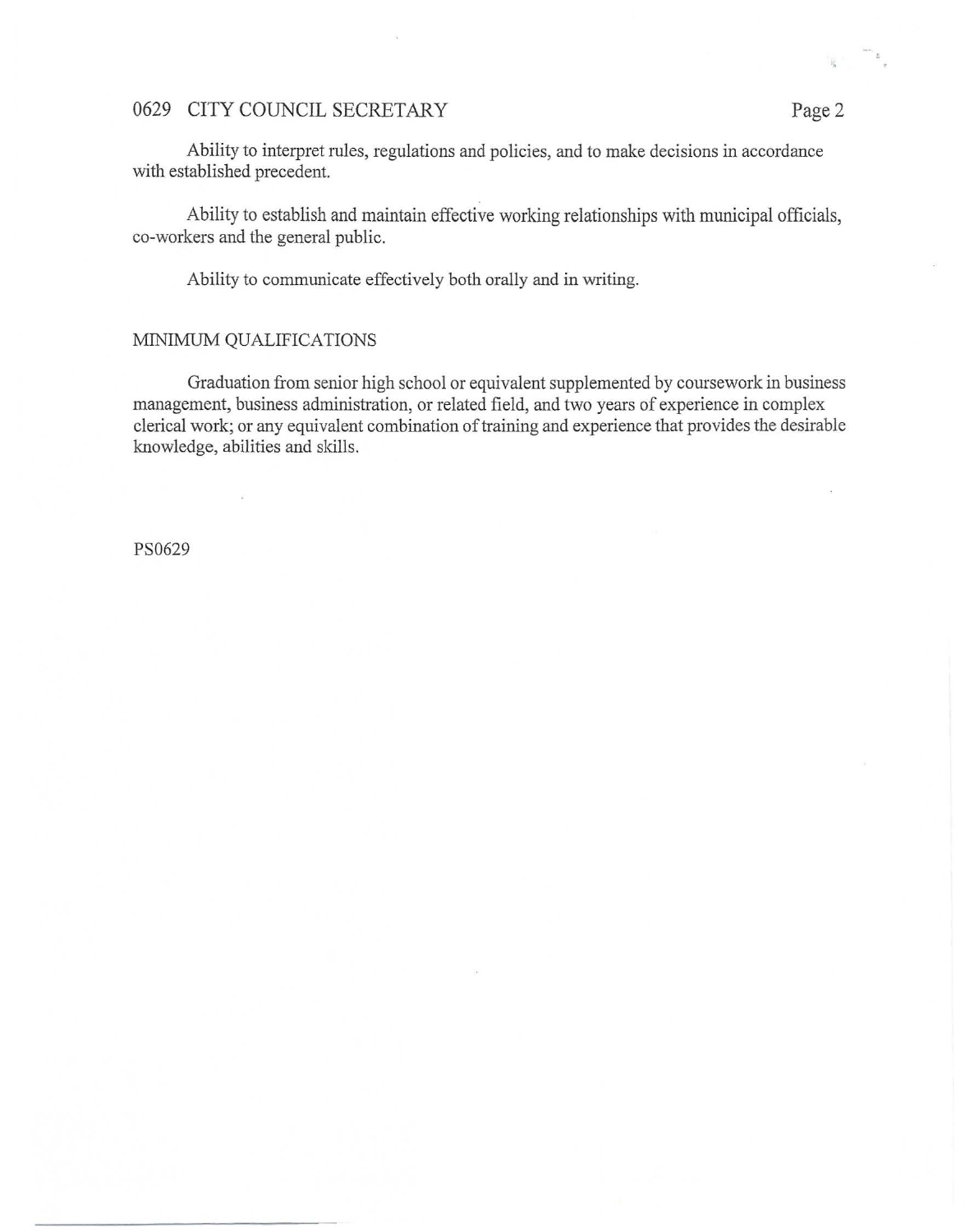Ability to interpret rules, regulations and policies, and to make decisions in accordance with established precedent.

Ability to establish and maintain effective working relationships with municipal officials, co-workers and the general public.

Ability to communicate effectively both orally and in writing.

## MINIMUM QUALIFICATIONS

Graduation from senior high school or equivalent supplemented by coursework in business management, business administration, or related field, and two years of experience in complex clerical work; or any equivalent combination of training and experience that provides the desirable knowledge, abilities and skills.

PS0629